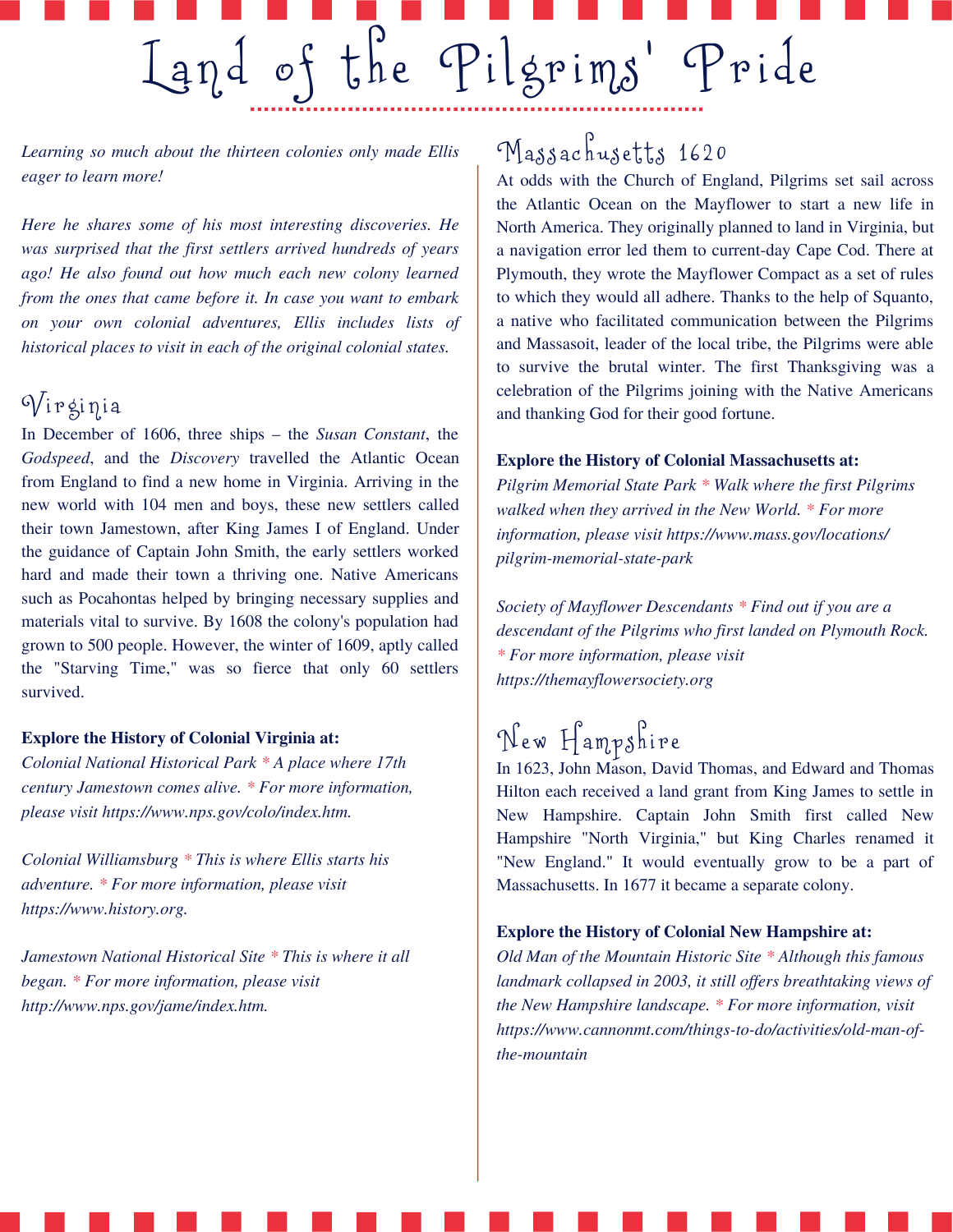# Land of the Pilgrims' Pride

*Learning so much about the thirteen colonies only made Ellis eager to learn more!*

*Here he shares some of his most interesting discoveries. He was surprised that the first settlers arrived hundreds of years ago! He also found out how much each new colony learned from the ones that came before it. In case you want to embark on your own colonial adventures, Ellis includes lists of historical places to visit in each of the original colonial states.*

## Virginia

In December of 1606, three ships – the *Susan Constant*, the *Godspeed*, and the *Discovery* travelled the Atlantic Ocean from England to find a new home in Virginia. Arriving in the new world with 104 men and boys, these new settlers called their town Jamestown, after King James I of England. Under the guidance of Captain John Smith, the early settlers worked hard and made their town a thriving one. Native Americans such as Pocahontas helped by bringing necessary supplies and materials vital to survive. By 1608 the colony's population had grown to 500 people. However, the winter of 1609, aptly called the "Starving Time," was so fierce that only 60 settlers survived.

**Explore the History of Colonial Virginia at:**

*Colonial National Historical Park * A place where 17th century Jamestown comes alive. * For more information, please visit https://www.nps.gov/colo/index.htm.*

*Colonial Williamsburg * This is where Ellis starts his adventure. * For more information, please visit https://www.history.org.*

*Jamestown National Historical Site * This is where it all began. * For more information, please visit http://www.nps.gov/jame/index.htm.*

## Massachusetts 1620

At odds with the Church of England, Pilgrims set sail across the Atlantic Ocean on the Mayflower to start a new life in North America. They originally planned to land in Virginia, but a navigation error led them to current-day Cape Cod. There at Plymouth, they wrote the Mayflower Compact as a set of rules to which they would all adhere. Thanks to the help of Squanto, a native who facilitated communication between the Pilgrims and Massasoit, leader of the local tribe, the Pilgrims were able to survive the brutal winter. The first Thanksgiving was a celebration of the Pilgrims joining with the Native Americans and thanking God for their good fortune.

**Explore the History of Colonial Massachusetts at:**

*Pilgrim Memorial State Park * Walk where the first Pilgrims walked when they arrived in the New World. * For more information, please visit https://www.mass.gov/locations/pilgrim-memorial-state-park*

*Society of Mayflower Descendants * Find out if you are a descendant of the Pilgrims who first landed on Plymouth Rock. * For more information, please visit https://themayflowersociety.org*

## New Hampshire

In 1623, John Mason, David Thomas, and Edward and Thomas Hilton each received a land grant from King James to settle in New Hampshire. Captain John Smith first called New Hampshire "North Virginia," but King Charles renamed it "New England." It would eventually grow to be a part of Massachusetts. In 1677 it became a separate colony.

**Explore the History of Colonial New Hampshire at:**

*Old Man of the Mountain Historic Site * Although this famous landmark collapsed in 2003, it still offers breathtaking views of the New Hampshire landscape. * For more information, visit https://www.cannonmt.com/things-to-do/activities/old-man-of-the-mountain*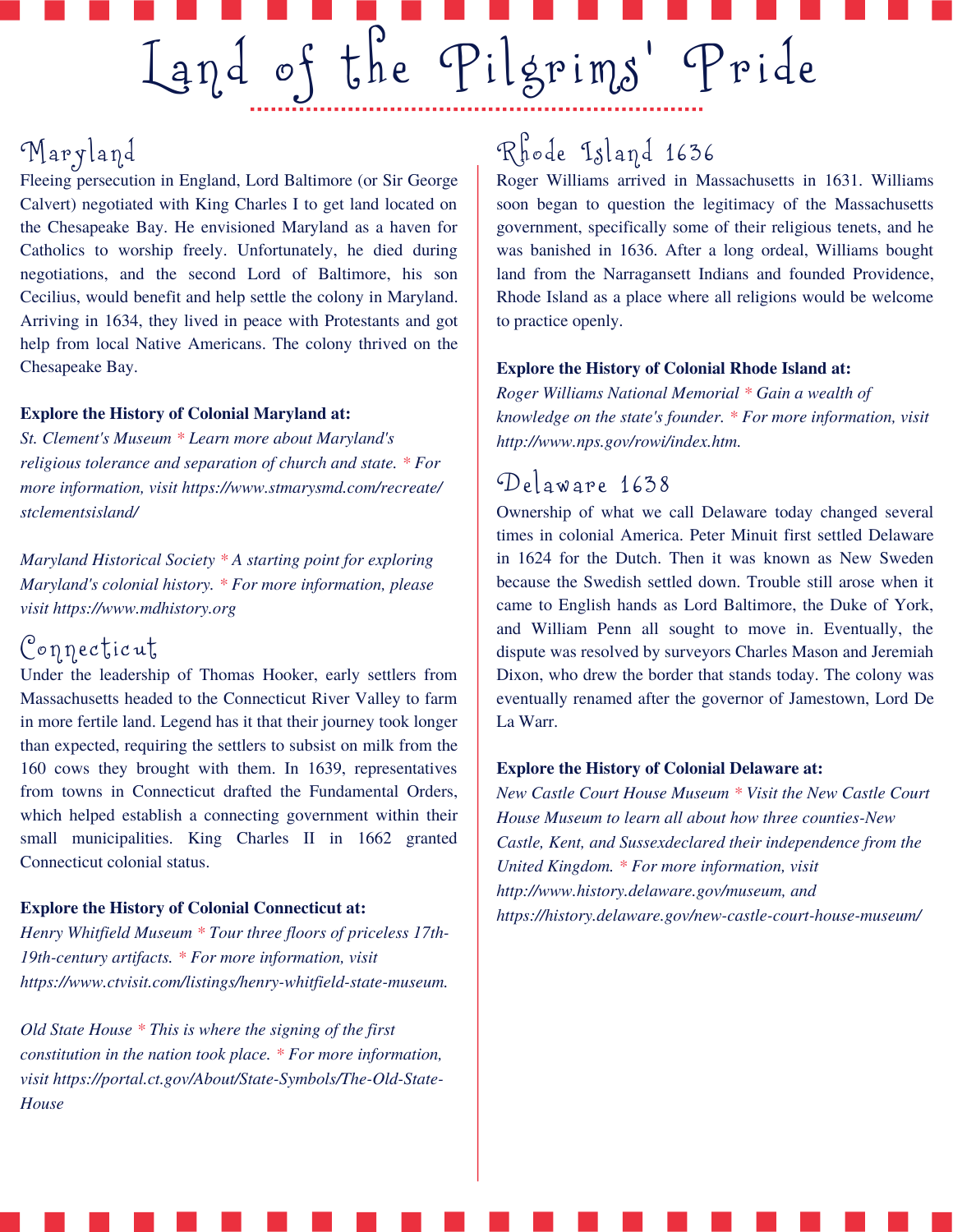# Land of the Pilgrims' Pride

## Maryland

Fleeing persecution in England, Lord Baltimore (or Sir George Calvert) negotiated with King Charles I to get land located on the Chesapeake Bay. He envisioned Maryland as a haven for Catholics to worship freely. Unfortunately, he died during negotiations, and the second Lord of Baltimore, his son Cecilius, would benefit and help settle the colony in Maryland. Arriving in 1634, they lived in peace with Protestants and got help from local Native Americans. The colony thrived on the Chesapeake Bay.

**Explore the History of Colonial Maryland at:**

*St. Clement's Museum * Learn more about Maryland's religious tolerance and separation of church and state. * For more information, visit https://www.stmarysmd.com/recreate/stclementsisland/*

*Maryland Historical Society * A starting point for exploring Maryland's colonial history. * For more information, please visit https://www.mdhistory.org*

## Connecticut

Under the leadership of Thomas Hooker, early settlers from Massachusetts headed to the Connecticut River Valley to farm in more fertile land. Legend has it that their journey took longer than expected, requiring the settlers to subsist on milk from the 160 cows they brought with them. In 1639, representatives from towns in Connecticut drafted the Fundamental Orders, which helped establish a connecting government within their small municipalities. King Charles II in 1662 granted Connecticut colonial status.

**Explore the History of Colonial Connecticut at:**

*Henry Whitfield Museum * Tour three floors of priceless 17th-19th-century artifacts. * For more information, visit https://www.ctvisit.com/listings/henry-whitfield-state-museum.*

*Old State House * This is where the signing of the first constitution in the nation took place. * For more information, visit https://portal.ct.gov/About/State-Symbols/The-Old-State-House*

## Rhode Island 1636

Roger Williams arrived in Massachusetts in 1631. Williams soon began to question the legitimacy of the Massachusetts government, specifically some of their religious tenets, and he was banished in 1636. After a long ordeal, Williams bought land from the Narragansett Indians and founded Providence, Rhode Island as a place where all religions would be welcome to practice openly.

**Explore the History of Colonial Rhode Island at:**

*Roger Williams National Memorial * Gain a wealth of knowledge on the state's founder. * For more information, visit http://www.nps.gov/rowi/index.htm.*

## Delaware 1638

Ownership of what we call Delaware today changed several times in colonial America. Peter Minuit first settled Delaware in 1624 for the Dutch. Then it was known as New Sweden because the Swedish settled down. Trouble still arose when it came to English hands as Lord Baltimore, the Duke of York, and William Penn all sought to move in. Eventually, the dispute was resolved by surveyors Charles Mason and Jeremiah Dixon, who drew the border that stands today. The colony was eventually renamed after the governor of Jamestown, Lord De La Warr.

**Explore the History of Colonial Delaware at:**

*New Castle Court House Museum * Visit the New Castle Court House Museum to learn all about how three counties-New Castle, Kent, and Sussexdeclared their independence from the United Kingdom. * For more information, visit http://www.history.delaware.gov/museum, and https://history.delaware.gov/new-castle-court-house-museum/*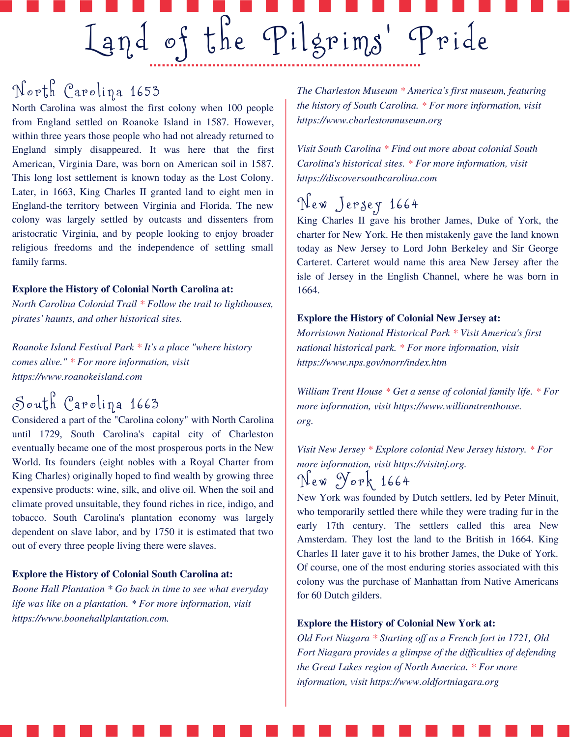# Land of the Pilgrims' Pride

## North Carolina 1653

North Carolina was almost the first colony when 100 people from England settled on Roanoke Island in 1587. However, within three years those people who had not already returned to England simply disappeared. It was here that the first American, Virginia Dare, was born on American soil in 1587. This long lost settlement is known today as the Lost Colony. Later, in 1663, King Charles II granted land to eight men in England-the territory between Virginia and Florida. The new colony was largely settled by outcasts and dissenters from aristocratic Virginia, and by people looking to enjoy broader religious freedoms and the independence of settling small family farms.

**Explore the History of Colonial North Carolina at:**

*North Carolina Colonial Trail * Follow the trail to lighthouses, pirates' haunts, and other historical sites.*

*Roanoke Island Festival Park * It's a place "where history comes alive." * For more information, visit https://www.roanokeisland.com*

## South Carolina 1663

Considered a part of the "Carolina colony" with North Carolina until 1729, South Carolina's capital city of Charleston eventually became one of the most prosperous ports in the New World. Its founders (eight nobles with a Royal Charter from King Charles) originally hoped to find wealth by growing three expensive products: wine, silk, and olive oil. When the soil and climate proved unsuitable, they found riches in rice, indigo, and tobacco. South Carolina's plantation economy was largely dependent on slave labor, and by 1750 it is estimated that two out of every three people living there were slaves.

**Explore the History of Colonial South Carolina at:**

*Boone Hall Plantation * Go back in time to see what everyday life was like on a plantation. * For more information, visit https://www.boonehallplantation.com.*

*The Charleston Museum * America's first museum, featuring the history of South Carolina. * For more information, visit https://www.charlestonmuseum.org*

*Visit South Carolina * Find out more about colonial South Carolina's historical sites. * For more information, visit https://discoversouthcarolina.com*

## New Jersey 1664

King Charles II gave his brother James, Duke of York, the charter for New York. He then mistakenly gave the land known today as New Jersey to Lord John Berkeley and Sir George Carteret. Carteret would name this area New Jersey after the isle of Jersey in the English Channel, where he was born in 1664.

**Explore the History of Colonial New Jersey at:**

*Morristown National Historical Park * Visit America's first national historical park. * For more information, visit https://www.nps.gov/morr/index.htm*

*William Trent House * Get a sense of colonial family life. * For more information, visit https://www.williamtrenthouse.org.*

*Visit New Jersey * Explore colonial New Jersey history. * For more information, visit https://visitnj.org.*

## New York 1664

New York was founded by Dutch settlers, led by Peter Minuit, who temporarily settled there while they were trading fur in the early 17th century. The settlers called this area New Amsterdam. They lost the land to the British in 1664. King Charles II later gave it to his brother James, the Duke of York. Of course, one of the most enduring stories associated with this colony was the purchase of Manhattan from Native Americans for 60 Dutch gilders.

**Explore the History of Colonial New York at:**

*Old Fort Niagara * Starting off as a French fort in 1721, Old Fort Niagara provides a glimpse of the difficulties of defending the Great Lakes region of North America. * For more information, visit https://www.oldfortniagara.org*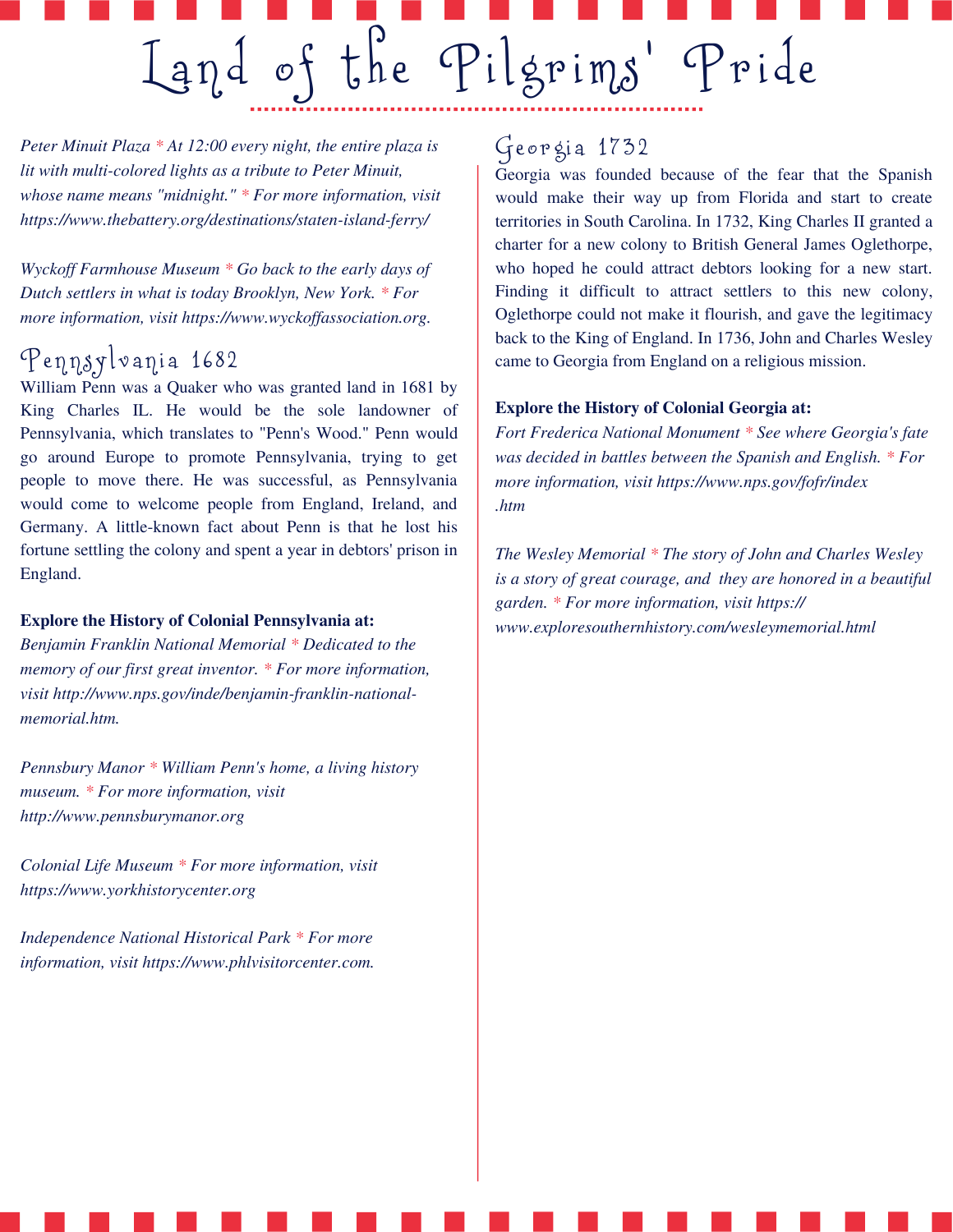# Land of the Pilgrims' Pride

*Peter Minuit Plaza * At 12:00 every night, the entire plaza is lit with multi-colored lights as a tribute to Peter Minuit, whose name means "midnight." * For more information, visit https://www.thebattery.org/destinations/staten-island-ferry/*

*Wyckoff Farmhouse Museum * Go back to the early days of Dutch settlers in what is today Brooklyn, New York. * For more information, visit https://www.wyckoffassociation.org.*

## Pennsylvania 1682

William Penn was a Quaker who was granted land in 1681 by King Charles IL. He would be the sole landowner of Pennsylvania, which translates to "Penn's Wood." Penn would go around Europe to promote Pennsylvania, trying to get people to move there. He was successful, as Pennsylvania would come to welcome people from England, Ireland, and Germany. A little-known fact about Penn is that he lost his fortune settling the colony and spent a year in debtors' prison in England.

**Explore the History of Colonial Pennsylvania at:**

*Benjamin Franklin National Memorial * Dedicated to the memory of our first great inventor. * For more information, visit http://www.nps.gov/inde/benjamin-franklin-national-memorial.htm.*

*Pennsbury Manor * William Penn's home, a living history museum. * For more information, visit http://www.pennsburymanor.org*

*Colonial Life Museum * For more information, visit https://www.yorkhistorycenter.org*

*Independence National Historical Park * For more information, visit https://www.phlvisitorcenter.com.*

## Georgia 1732

Georgia was founded because of the fear that the Spanish would make their way up from Florida and start to create territories in South Carolina. In 1732, King Charles II granted a charter for a new colony to British General James Oglethorpe, who hoped he could attract debtors looking for a new start. Finding it difficult to attract settlers to this new colony, Oglethorpe could not make it flourish, and gave the legitimacy back to the King of England. In 1736, John and Charles Wesley came to Georgia from England on a religious mission.

**Explore the History of Colonial Georgia at:**

*Fort Frederica National Monument * See where Georgia's fate was decided in battles between the Spanish and English. * For more information, visit https://www.nps.gov/fofr/index.htm*

*The Wesley Memorial * The story of John and Charles Wesley is a story of great courage, and they are honored in a beautiful garden. * For more information, visit https://www.exploresouthernhistory.com/wesleymemorial.html*